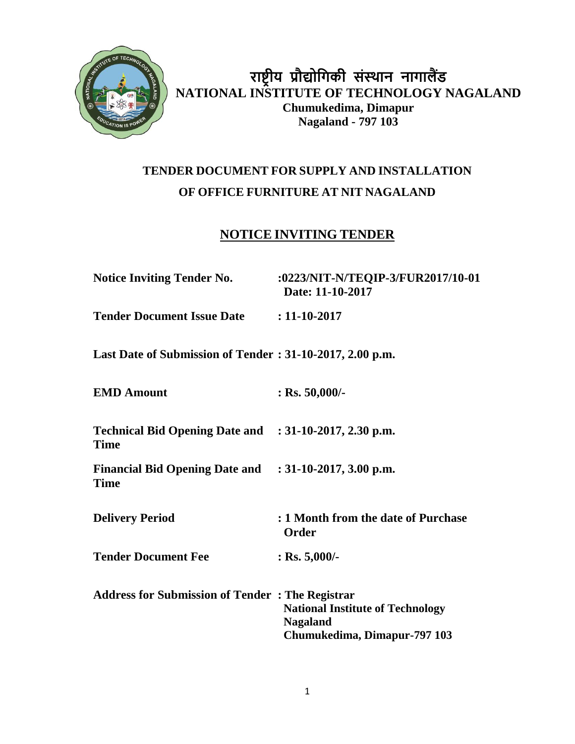# राष्ट्रीय प्रौद्योगिकी संस्थान नागालैंड

# NATIONAL INSTITUTE OF TECHNOLOGY NAGALAND

**Chumukedima, Dimapur**
**Nagaland - 797 103**

## TENDER DOCUMENT FOR SUPPLY AND INSTALLATION OF OFFICE FURNITURE AT NIT NAGALAND

## NOTICE INVITING TENDER

| | |
|---|---|
| **Notice Inviting Tender No.** | **:0223/NIT-N/TEQIP-3/FUR2017/10-01 Date: 11-10-2017** |
| **Tender Document Issue Date** | **: 11-10-2017** |
| **Last Date of Submission of Tender** | **: 31-10-2017, 2.00 p.m.** |
| **EMD Amount** | **: Rs. 50,000/-** |
| **Technical Bid Opening Date and Time** | **: 31-10-2017, 2.30 p.m.** |
| **Financial Bid Opening Date and Time** | **: 31-10-2017, 3.00 p.m.** |
| **Delivery Period** | **: 1 Month from the date of Purchase Order** |
| **Tender Document Fee** | **: Rs. 5,000/-** |
| **Address for Submission of Tender** | **: The Registrar National Institute of Technology Nagaland Chumukedima, Dimapur-797 103** |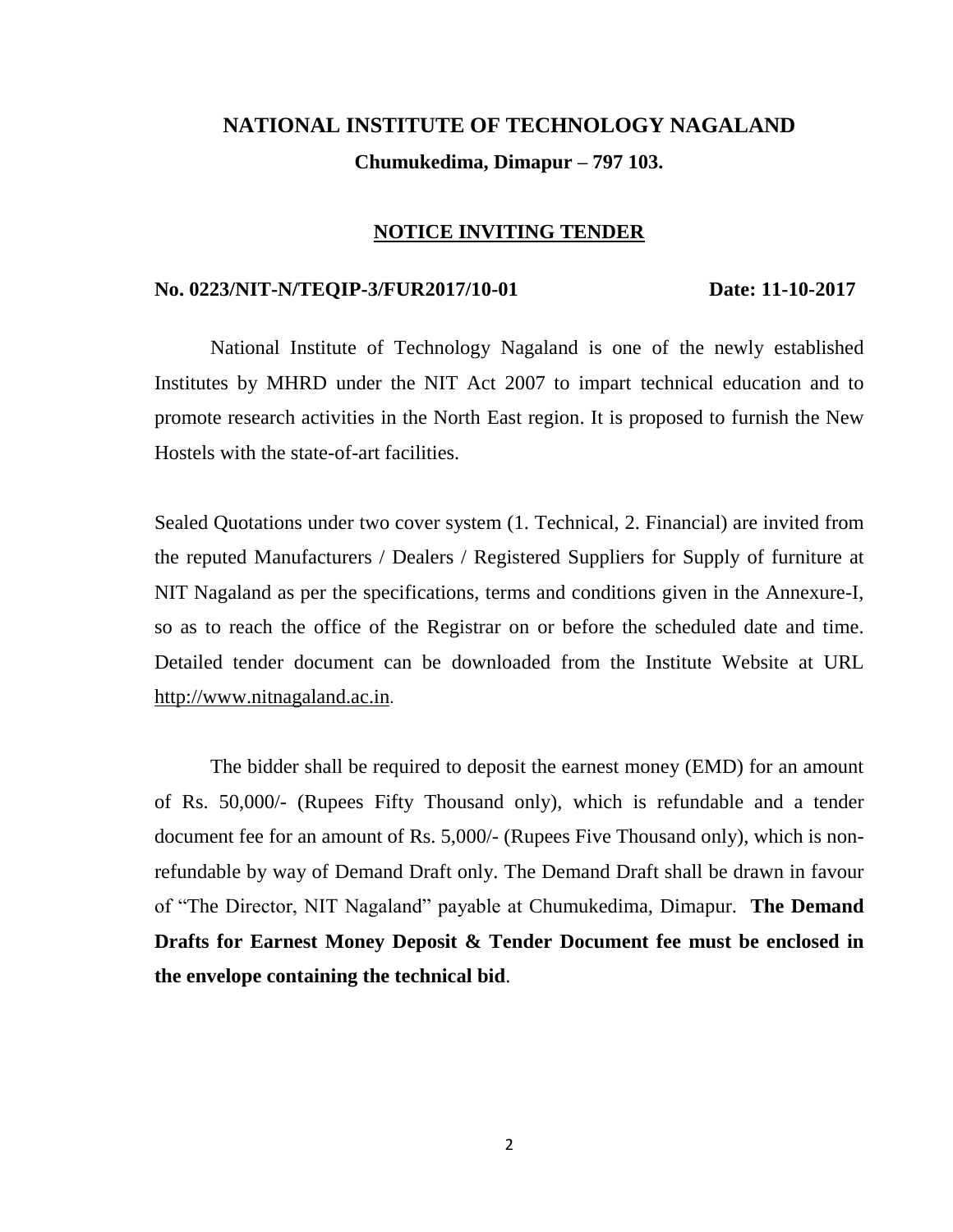# NATIONAL INSTITUTE OF TECHNOLOGY NAGALAND

**Chumukedima, Dimapur – 797 103.**

## NOTICE INVITING TENDER

**No. 0223/NIT-N/TEQIP-3/FUR2017/10-01** **Date: 11-10-2017**

National Institute of Technology Nagaland is one of the newly established Institutes by MHRD under the NIT Act 2007 to impart technical education and to promote research activities in the North East region. It is proposed to furnish the New Hostels with the state-of-art facilities.

Sealed Quotations under two cover system (1. Technical, 2. Financial) are invited from the reputed Manufacturers / Dealers / Registered Suppliers for Supply of furniture at NIT Nagaland as per the specifications, terms and conditions given in the Annexure-I, so as to reach the office of the Registrar on or before the scheduled date and time. Detailed tender document can be downloaded from the Institute Website at URL http://www.nitnagaland.ac.in.

The bidder shall be required to deposit the earnest money (EMD) for an amount of Rs. 50,000/- (Rupees Fifty Thousand only), which is refundable and a tender document fee for an amount of Rs. 5,000/- (Rupees Five Thousand only), which is non-refundable by way of Demand Draft only. The Demand Draft shall be drawn in favour of "The Director, NIT Nagaland" payable at Chumukedima, Dimapur. **The Demand Drafts for Earnest Money Deposit & Tender Document fee must be enclosed in the envelope containing the technical bid**.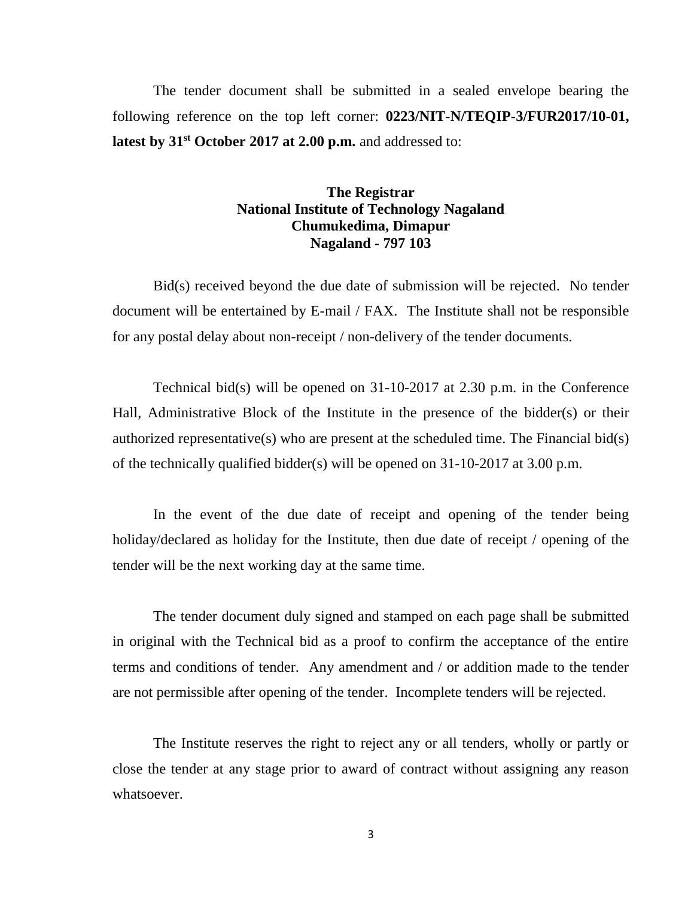The tender document shall be submitted in a sealed envelope bearing the following reference on the top left corner: **0223/NIT-N/TEQIP-3/FUR2017/10-01, latest by 31st October 2017 at 2.00 p.m.** and addressed to:

**The Registrar**
**National Institute of Technology Nagaland**
**Chumukedima, Dimapur**
**Nagaland - 797 103**

Bid(s) received beyond the due date of submission will be rejected. No tender document will be entertained by E-mail / FAX. The Institute shall not be responsible for any postal delay about non-receipt / non-delivery of the tender documents.

Technical bid(s) will be opened on 31-10-2017 at 2.30 p.m. in the Conference Hall, Administrative Block of the Institute in the presence of the bidder(s) or their authorized representative(s) who are present at the scheduled time. The Financial bid(s) of the technically qualified bidder(s) will be opened on 31-10-2017 at 3.00 p.m.

In the event of the due date of receipt and opening of the tender being holiday/declared as holiday for the Institute, then due date of receipt / opening of the tender will be the next working day at the same time.

The tender document duly signed and stamped on each page shall be submitted in original with the Technical bid as a proof to confirm the acceptance of the entire terms and conditions of tender. Any amendment and / or addition made to the tender are not permissible after opening of the tender. Incomplete tenders will be rejected.

The Institute reserves the right to reject any or all tenders, wholly or partly or close the tender at any stage prior to award of contract without assigning any reason whatsoever.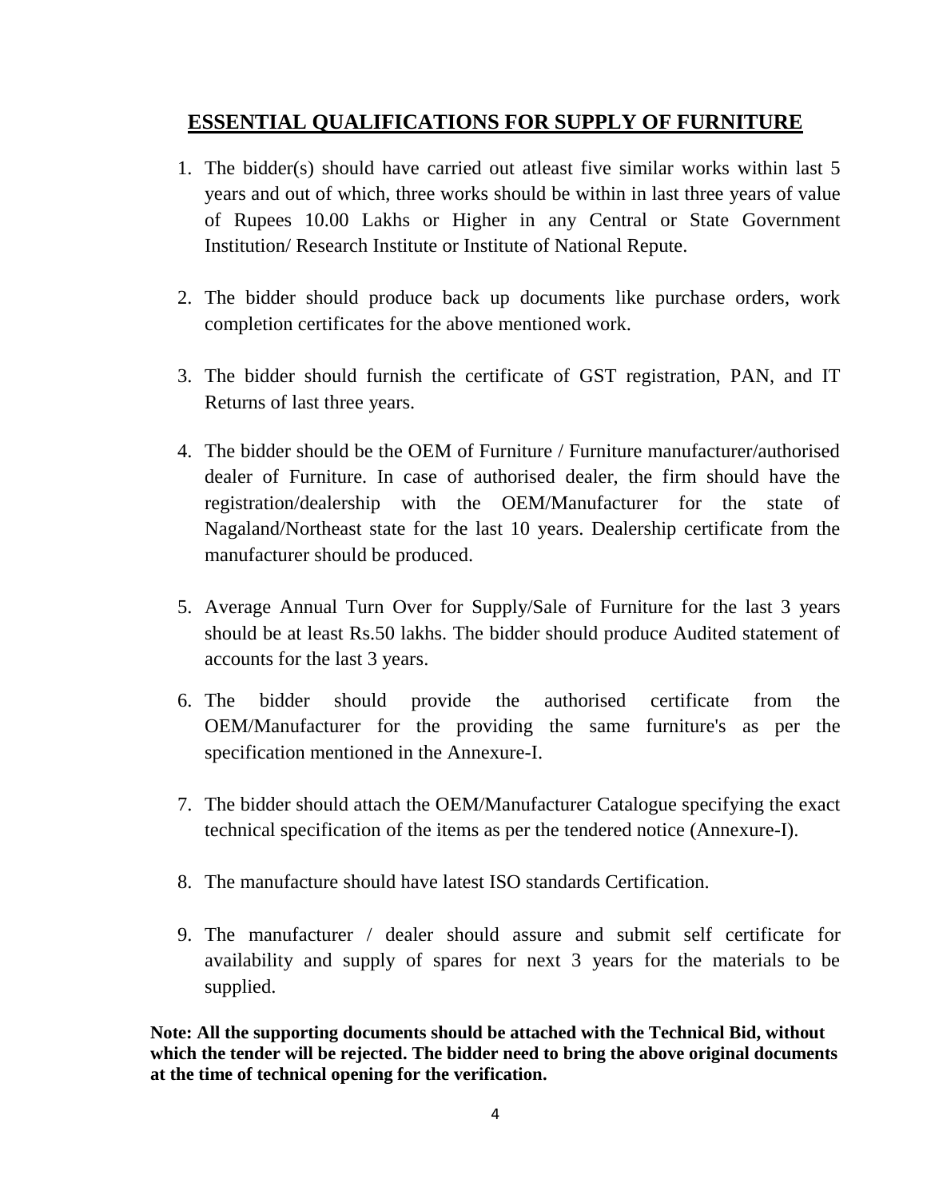## ESSENTIAL QUALIFICATIONS FOR SUPPLY OF FURNITURE

1. The bidder(s) should have carried out atleast five similar works within last 5 years and out of which, three works should be within in last three years of value of Rupees 10.00 Lakhs or Higher in any Central or State Government Institution/ Research Institute or Institute of National Repute.

2. The bidder should produce back up documents like purchase orders, work completion certificates for the above mentioned work.

3. The bidder should furnish the certificate of GST registration, PAN, and IT Returns of last three years.

4. The bidder should be the OEM of Furniture / Furniture manufacturer/authorised dealer of Furniture. In case of authorised dealer, the firm should have the registration/dealership with the OEM/Manufacturer for the state of Nagaland/Northeast state for the last 10 years. Dealership certificate from the manufacturer should be produced.

5. Average Annual Turn Over for Supply/Sale of Furniture for the last 3 years should be at least Rs.50 lakhs. The bidder should produce Audited statement of accounts for the last 3 years.

6. The bidder should provide the authorised certificate from the OEM/Manufacturer for the providing the same furniture's as per the specification mentioned in the Annexure-I.

7. The bidder should attach the OEM/Manufacturer Catalogue specifying the exact technical specification of the items as per the tendered notice (Annexure-I).

8. The manufacture should have latest ISO standards Certification.

9. The manufacturer / dealer should assure and submit self certificate for availability and supply of spares for next 3 years for the materials to be supplied.

**Note: All the supporting documents should be attached with the Technical Bid, without which the tender will be rejected. The bidder need to bring the above original documents at the time of technical opening for the verification.**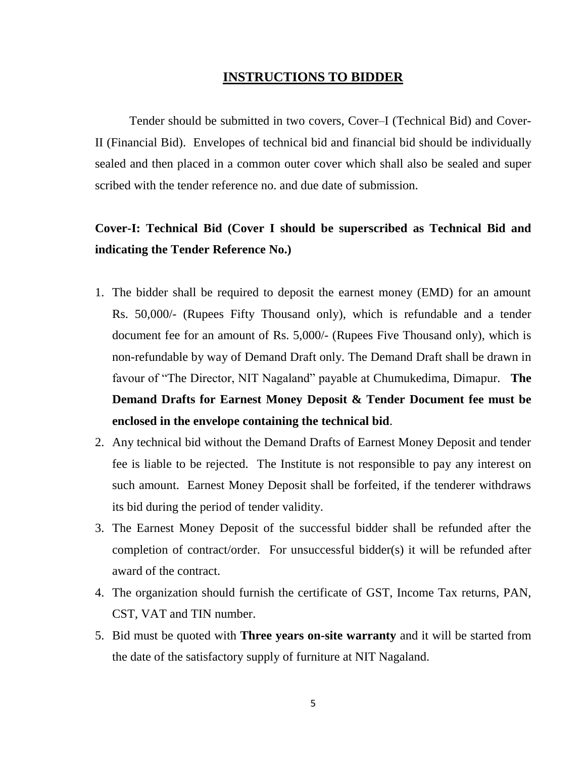## INSTRUCTIONS TO BIDDER

Tender should be submitted in two covers, Cover–I (Technical Bid) and Cover-II (Financial Bid). Envelopes of technical bid and financial bid should be individually sealed and then placed in a common outer cover which shall also be sealed and super scribed with the tender reference no. and due date of submission.

**Cover-I: Technical Bid (Cover I should be superscribed as Technical Bid and indicating the Tender Reference No.)**

1. The bidder shall be required to deposit the earnest money (EMD) for an amount Rs. 50,000/- (Rupees Fifty Thousand only), which is refundable and a tender document fee for an amount of Rs. 5,000/- (Rupees Five Thousand only), which is non-refundable by way of Demand Draft only. The Demand Draft shall be drawn in favour of "The Director, NIT Nagaland" payable at Chumukedima, Dimapur. **The Demand Drafts for Earnest Money Deposit & Tender Document fee must be enclosed in the envelope containing the technical bid**.
2. Any technical bid without the Demand Drafts of Earnest Money Deposit and tender fee is liable to be rejected. The Institute is not responsible to pay any interest on such amount. Earnest Money Deposit shall be forfeited, if the tenderer withdraws its bid during the period of tender validity.
3. The Earnest Money Deposit of the successful bidder shall be refunded after the completion of contract/order. For unsuccessful bidder(s) it will be refunded after award of the contract.
4. The organization should furnish the certificate of GST, Income Tax returns, PAN, CST, VAT and TIN number.
5. Bid must be quoted with **Three years on-site warranty** and it will be started from the date of the satisfactory supply of furniture at NIT Nagaland.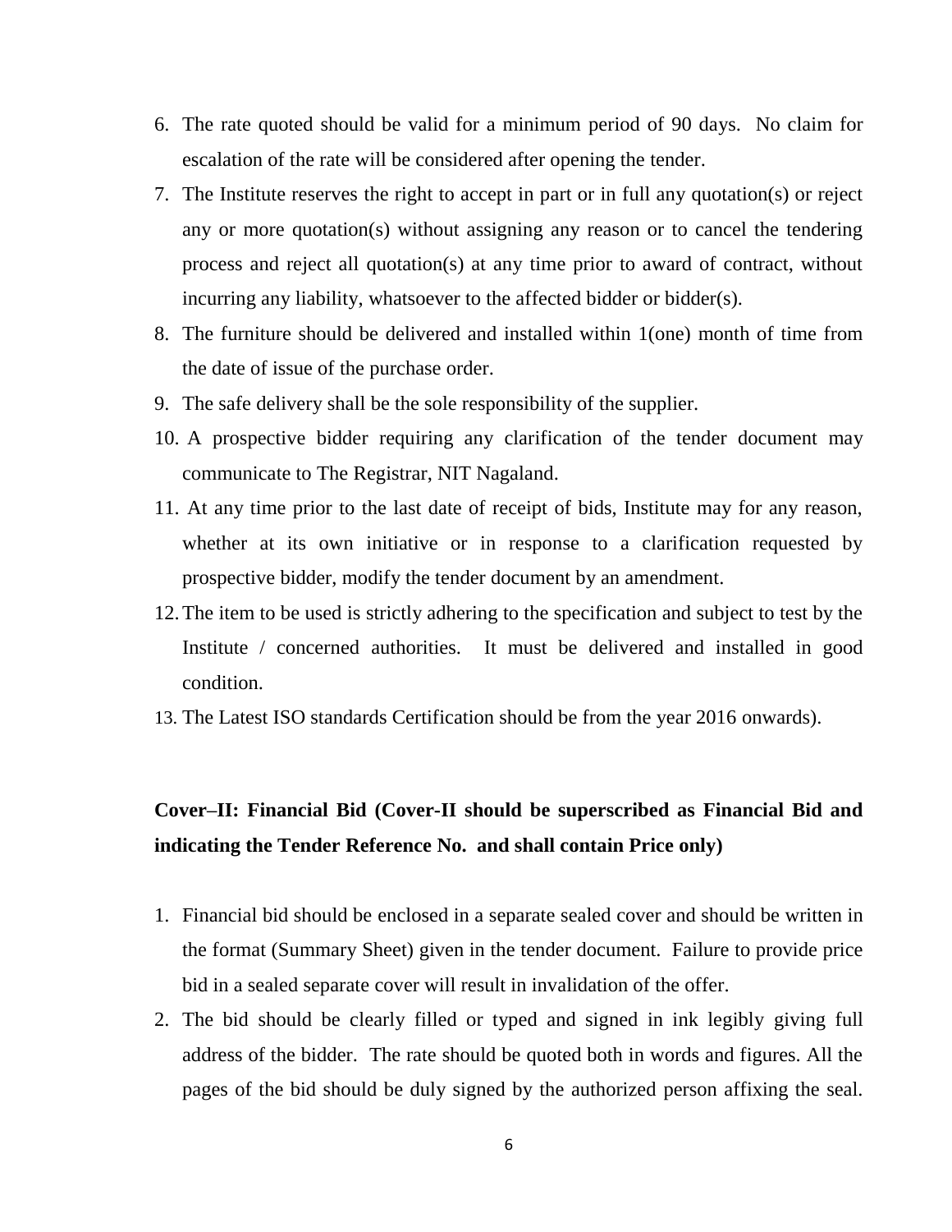6. The rate quoted should be valid for a minimum period of 90 days. No claim for escalation of the rate will be considered after opening the tender.
7. The Institute reserves the right to accept in part or in full any quotation(s) or reject any or more quotation(s) without assigning any reason or to cancel the tendering process and reject all quotation(s) at any time prior to award of contract, without incurring any liability, whatsoever to the affected bidder or bidder(s).
8. The furniture should be delivered and installed within 1(one) month of time from the date of issue of the purchase order.
9. The safe delivery shall be the sole responsibility of the supplier.
10. A prospective bidder requiring any clarification of the tender document may communicate to The Registrar, NIT Nagaland.
11. At any time prior to the last date of receipt of bids, Institute may for any reason, whether at its own initiative or in response to a clarification requested by prospective bidder, modify the tender document by an amendment.
12. The item to be used is strictly adhering to the specification and subject to test by the Institute / concerned authorities. It must be delivered and installed in good condition.
13. The Latest ISO standards Certification should be from the year 2016 onwards).

**Cover–II: Financial Bid (Cover-II should be superscribed as Financial Bid and indicating the Tender Reference No. and shall contain Price only)**

1. Financial bid should be enclosed in a separate sealed cover and should be written in the format (Summary Sheet) given in the tender document. Failure to provide price bid in a sealed separate cover will result in invalidation of the offer.
2. The bid should be clearly filled or typed and signed in ink legibly giving full address of the bidder. The rate should be quoted both in words and figures. All the pages of the bid should be duly signed by the authorized person affixing the seal.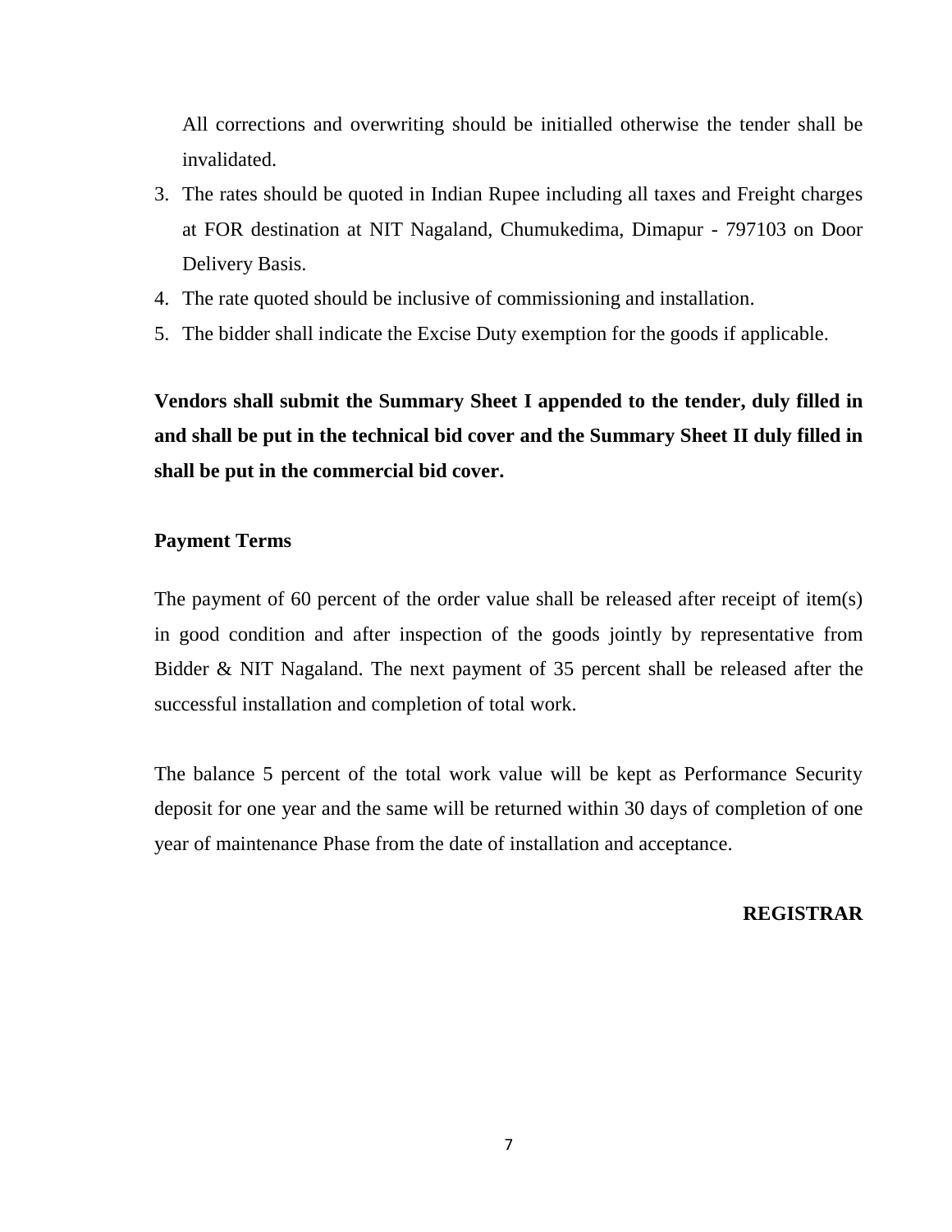All corrections and overwriting should be initialled otherwise the tender shall be invalidated.

3. The rates should be quoted in Indian Rupee including all taxes and Freight charges at FOR destination at NIT Nagaland, Chumukedima, Dimapur - 797103 on Door Delivery Basis.
4. The rate quoted should be inclusive of commissioning and installation.
5. The bidder shall indicate the Excise Duty exemption for the goods if applicable.

**Vendors shall submit the Summary Sheet I appended to the tender, duly filled in and shall be put in the technical bid cover and the Summary Sheet II duly filled in shall be put in the commercial bid cover.**

**Payment Terms**

The payment of 60 percent of the order value shall be released after receipt of item(s) in good condition and after inspection of the goods jointly by representative from Bidder & NIT Nagaland. The next payment of 35 percent shall be released after the successful installation and completion of total work.

The balance 5 percent of the total work value will be kept as Performance Security deposit for one year and the same will be returned within 30 days of completion of one year of maintenance Phase from the date of installation and acceptance.

**REGISTRAR**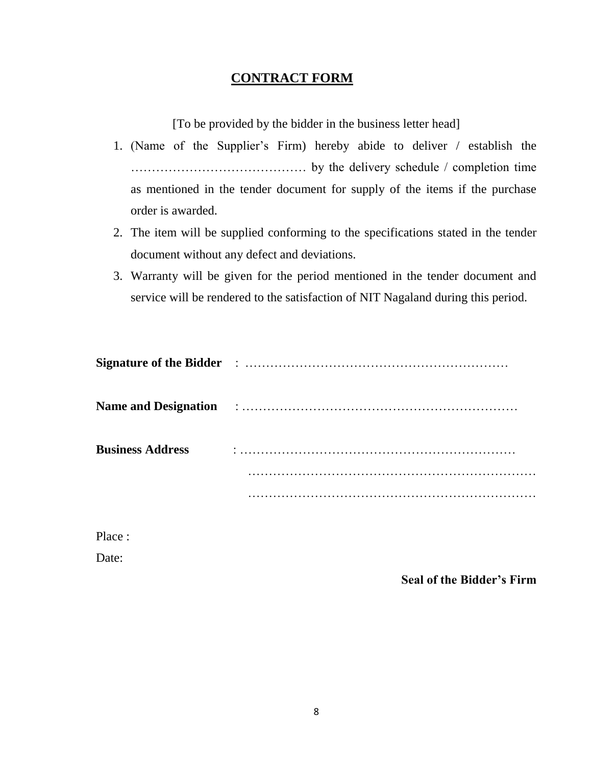# CONTRACT FORM

[To be provided by the bidder in the business letter head]

1. (Name of the Supplier's Firm) hereby abide to deliver / establish the …………………………………… by the delivery schedule / completion time as mentioned in the tender document for supply of the items if the purchase order is awarded.
2. The item will be supplied conforming to the specifications stated in the tender document without any defect and deviations.
3. Warranty will be given for the period mentioned in the tender document and service will be rendered to the satisfaction of NIT Nagaland during this period.

**Signature of the Bidder** : ………………………………………………………

**Name and Designation** : …………………………………………………………

**Business Address** : …………………………………………………………
……………………………………………………………
……………………………………………………………

Place :

Date:

**Seal of the Bidder's Firm**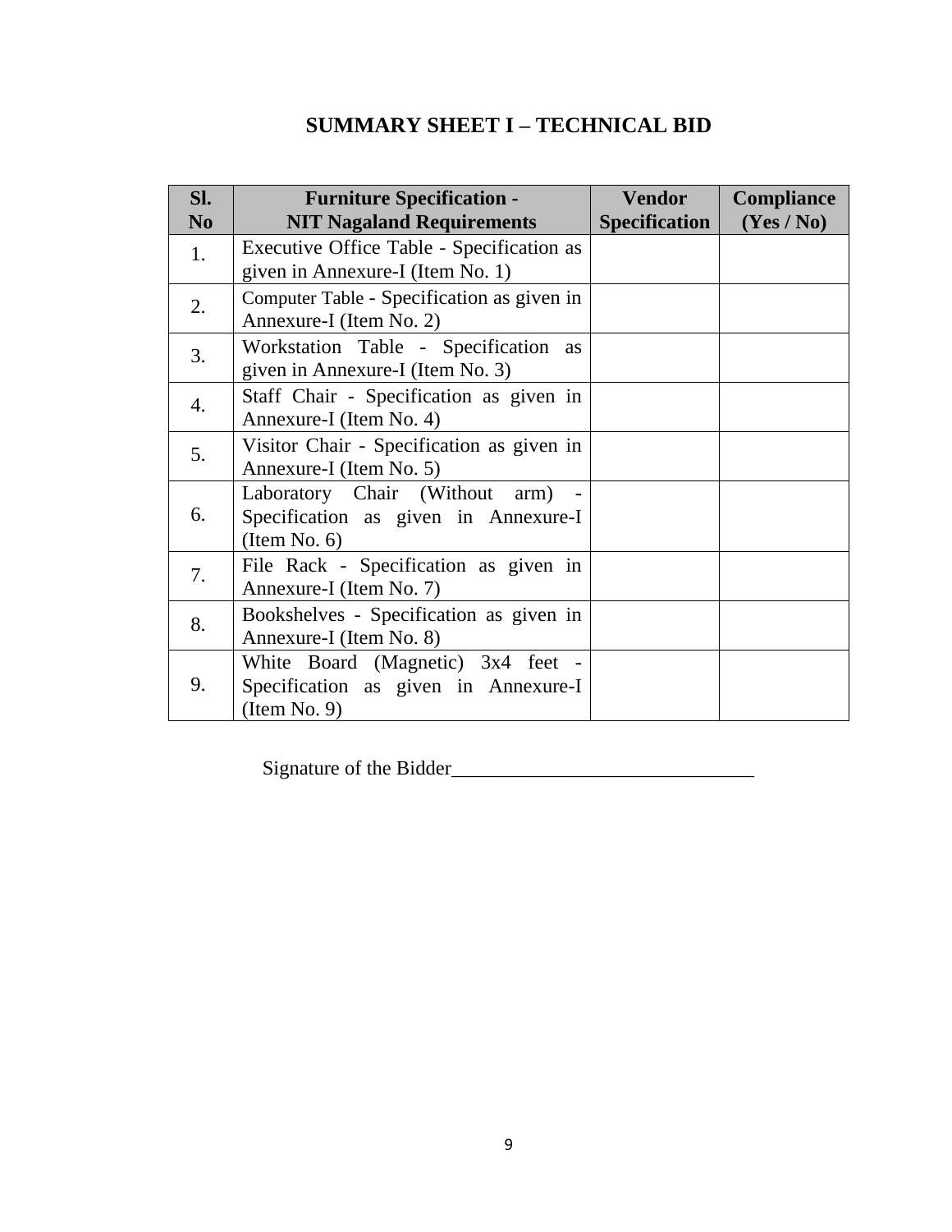# SUMMARY SHEET I – TECHNICAL BID

| Sl. No | Furniture Specification - NIT Nagaland Requirements | Vendor Specification | Compliance (Yes / No) |
|---|---|---|---|
| 1. | Executive Office Table - Specification as given in Annexure-I (Item No. 1) | | |
| 2. | Computer Table - Specification as given in Annexure-I (Item No. 2) | | |
| 3. | Workstation Table - Specification as given in Annexure-I (Item No. 3) | | |
| 4. | Staff Chair - Specification as given in Annexure-I (Item No. 4) | | |
| 5. | Visitor Chair - Specification as given in Annexure-I (Item No. 5) | | |
| 6. | Laboratory Chair (Without arm) - Specification as given in Annexure-I (Item No. 6) | | |
| 7. | File Rack - Specification as given in Annexure-I (Item No. 7) | | |
| 8. | Bookshelves - Specification as given in Annexure-I (Item No. 8) | | |
| 9. | White Board (Magnetic) 3x4 feet - Specification as given in Annexure-I (Item No. 9) | | |

Signature of the Bidder______________________________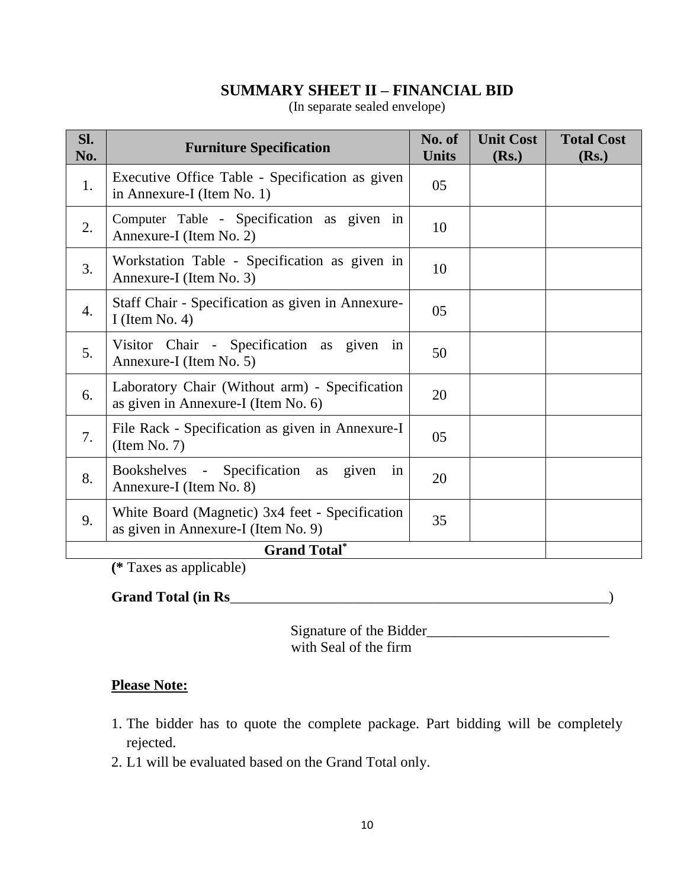## SUMMARY SHEET II – FINANCIAL BID

(In separate sealed envelope)

| Sl. No. | Furniture Specification | No. of Units | Unit Cost (Rs.) | Total Cost (Rs.) |
|---|---|---|---|---|
| 1. | Executive Office Table - Specification as given in Annexure-I (Item No. 1) | 05 | | |
| 2. | Computer Table - Specification as given in Annexure-I (Item No. 2) | 10 | | |
| 3. | Workstation Table - Specification as given in Annexure-I (Item No. 3) | 10 | | |
| 4. | Staff Chair - Specification as given in Annexure-I (Item No. 4) | 05 | | |
| 5. | Visitor Chair - Specification as given in Annexure-I (Item No. 5) | 50 | | |
| 6. | Laboratory Chair (Without arm) - Specification as given in Annexure-I (Item No. 6) | 20 | | |
| 7. | File Rack - Specification as given in Annexure-I (Item No. 7) | 05 | | |
| 8. | Bookshelves - Specification as given in Annexure-I (Item No. 8) | 20 | | |
| 9. | White Board (Magnetic) 3x4 feet - Specification as given in Annexure-I (Item No. 9) | 35 | | |
| **Grand Total*** | | | | |

(**\*** Taxes as applicable)

**Grand Total (in Rs**_______________________________________________________)

Signature of the Bidder_________________________
with Seal of the firm

**Please Note:**

1. The bidder has to quote the complete package. Part bidding will be completely rejected.
2. L1 will be evaluated based on the Grand Total only.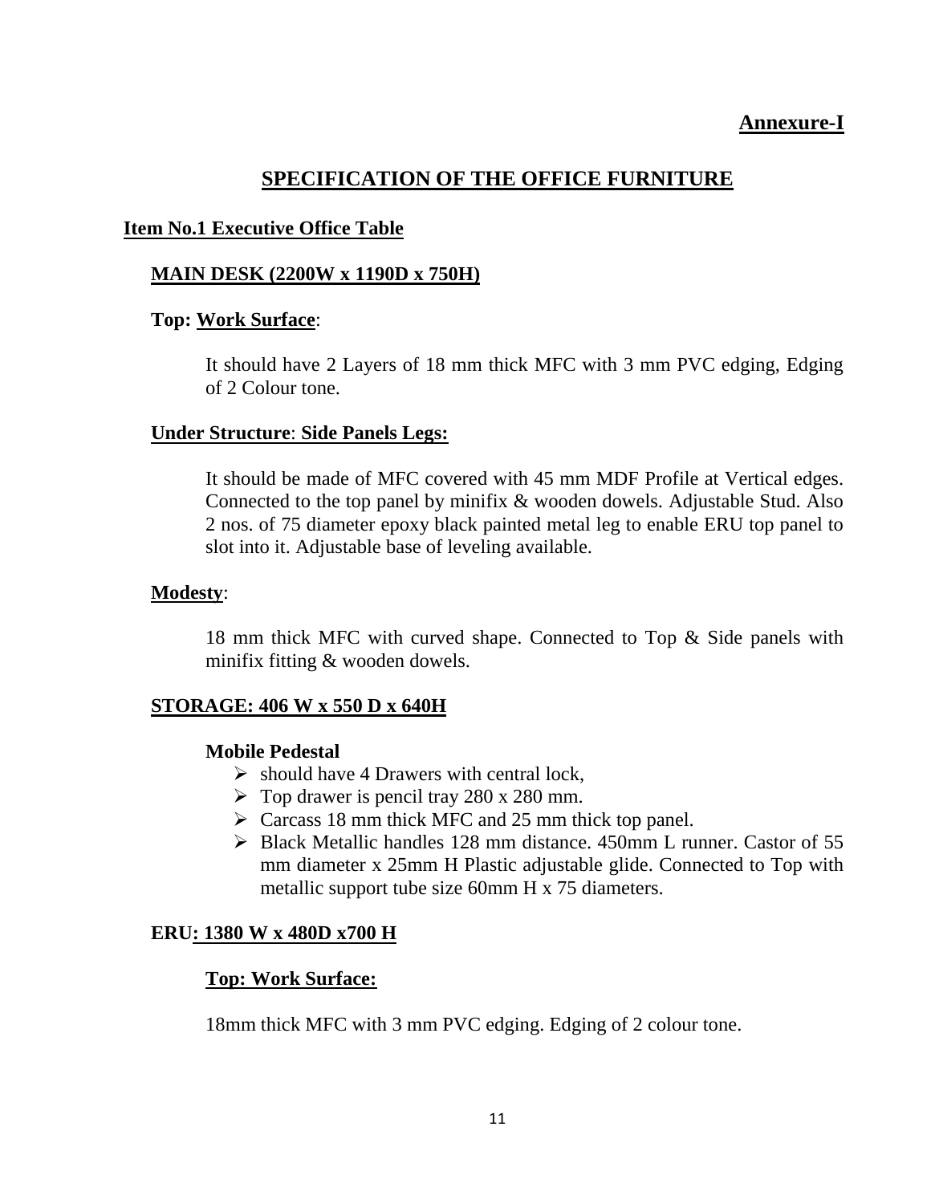**Annexure-I**

# SPECIFICATION OF THE OFFICE FURNITURE

## Item No.1 Executive Office Table

### MAIN DESK (2200W x 1190D x 750H)

**Top: Work Surface**:

It should have 2 Layers of 18 mm thick MFC with 3 mm PVC edging, Edging of 2 Colour tone.

**Under Structure**: **Side Panels Legs:**

It should be made of MFC covered with 45 mm MDF Profile at Vertical edges. Connected to the top panel by minifix & wooden dowels. Adjustable Stud. Also 2 nos. of 75 diameter epoxy black painted metal leg to enable ERU top panel to slot into it. Adjustable base of leveling available.

**Modesty**:

18 mm thick MFC with curved shape. Connected to Top & Side panels with minifix fitting & wooden dowels.

### STORAGE: 406 W x 550 D x 640H

**Mobile Pedestal**

- should have 4 Drawers with central lock,
- Top drawer is pencil tray 280 x 280 mm.
- Carcass 18 mm thick MFC and 25 mm thick top panel.
- Black Metallic handles 128 mm distance. 450mm L runner. Castor of 55 mm diameter x 25mm H Plastic adjustable glide. Connected to Top with metallic support tube size 60mm H x 75 diameters.

### ERU: 1380 W x 480D x700 H

**Top: Work Surface:**

18mm thick MFC with 3 mm PVC edging. Edging of 2 colour tone.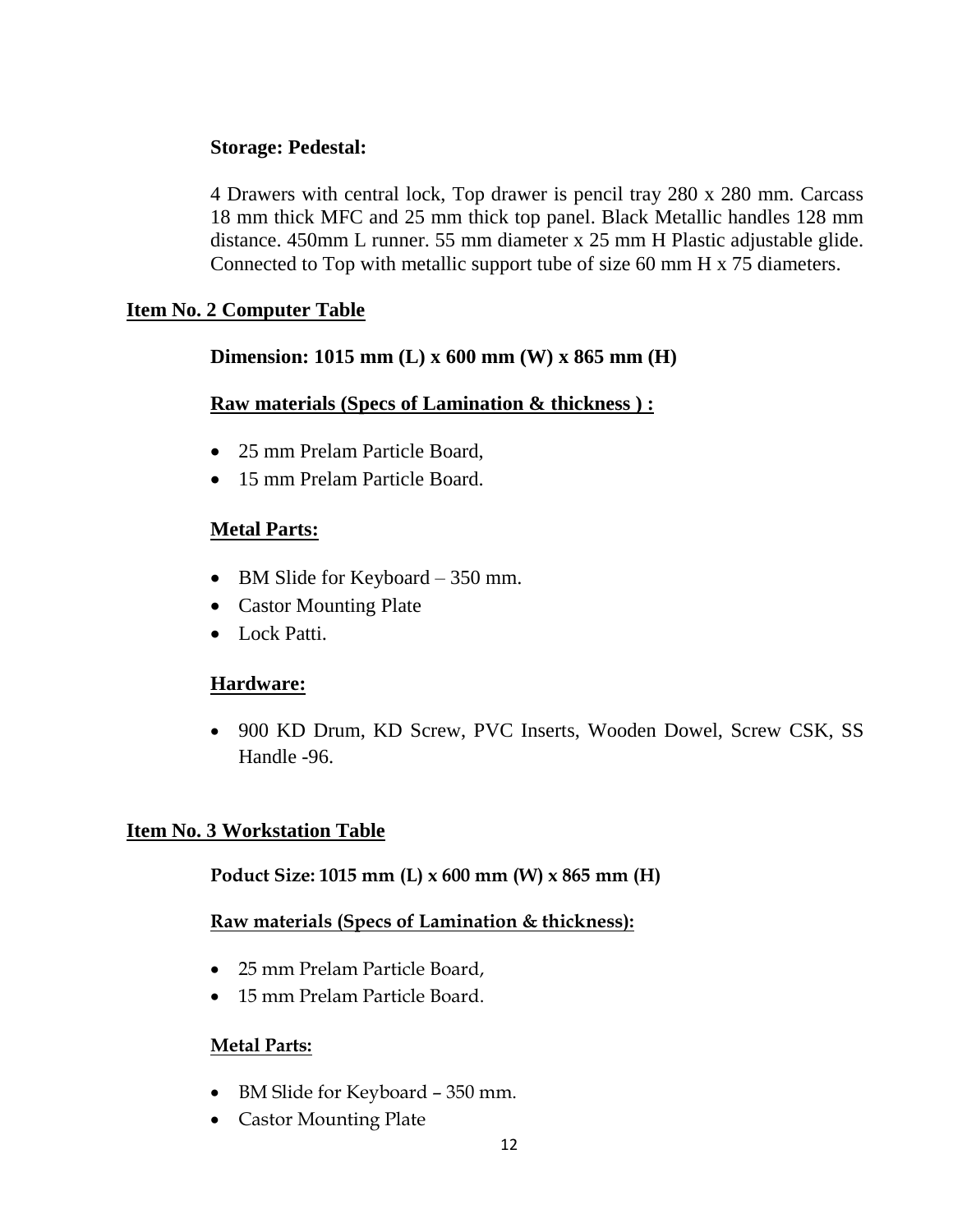**Storage: Pedestal:**

4 Drawers with central lock, Top drawer is pencil tray 280 x 280 mm. Carcass 18 mm thick MFC and 25 mm thick top panel. Black Metallic handles 128 mm distance. 450mm L runner. 55 mm diameter x 25 mm H Plastic adjustable glide. Connected to Top with metallic support tube of size 60 mm H x 75 diameters.

## Item No. 2 Computer Table

**Dimension: 1015 mm (L) x 600 mm (W) x 865 mm (H)**

**Raw materials (Specs of Lamination & thickness ) :**

- 25 mm Prelam Particle Board,
- 15 mm Prelam Particle Board.

**Metal Parts:**

- BM Slide for Keyboard – 350 mm.
- Castor Mounting Plate
- Lock Patti.

**Hardware:**

- 900 KD Drum, KD Screw, PVC Inserts, Wooden Dowel, Screw CSK, SS Handle -96.

## Item No. 3 Workstation Table

**Poduct Size: 1015 mm (L) x 600 mm (W) x 865 mm (H)**

**Raw materials (Specs of Lamination & thickness):**

- 25 mm Prelam Particle Board,
- 15 mm Prelam Particle Board.

**Metal Parts:**

- BM Slide for Keyboard – 350 mm.
- Castor Mounting Plate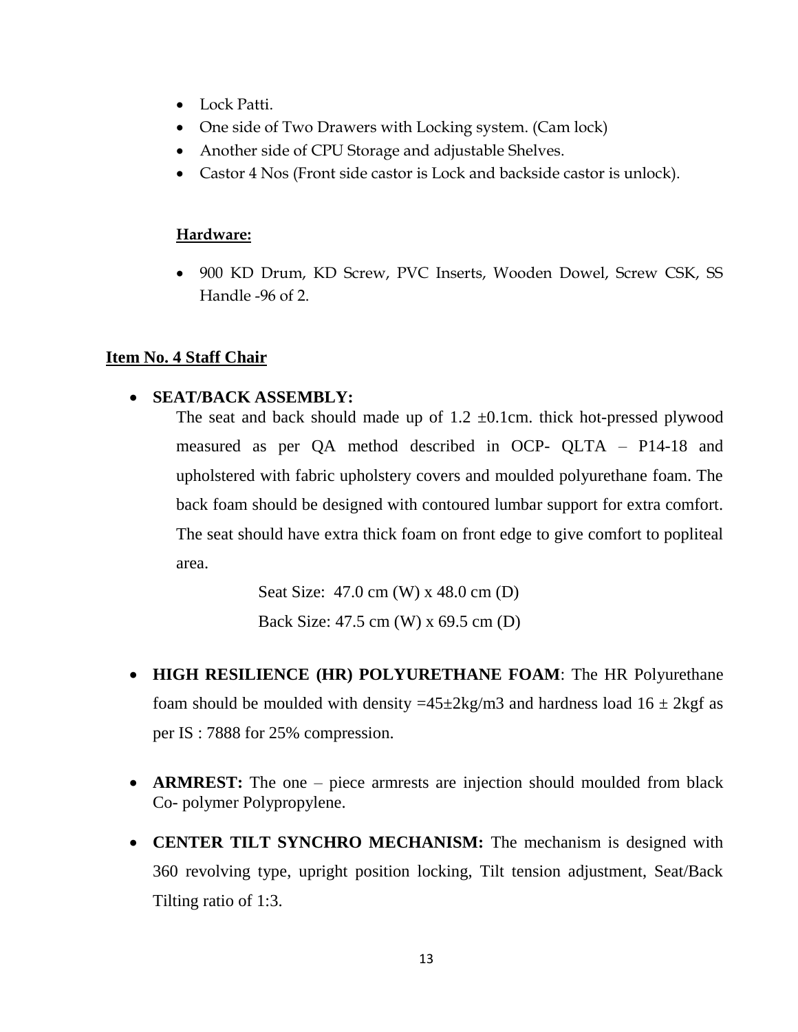- Lock Patti.
- One side of Two Drawers with Locking system. (Cam lock)
- Another side of CPU Storage and adjustable Shelves.
- Castor 4 Nos (Front side castor is Lock and backside castor is unlock).

**Hardware:**

- 900 KD Drum, KD Screw, PVC Inserts, Wooden Dowel, Screw CSK, SS Handle -96 of 2.

## Item No. 4 Staff Chair

- **SEAT/BACK ASSEMBLY:**
  The seat and back should made up of 1.2 ±0.1cm. thick hot-pressed plywood measured as per QA method described in OCP- QLTA – P14-18 and upholstered with fabric upholstery covers and moulded polyurethane foam. The back foam should be designed with contoured lumbar support for extra comfort. The seat should have extra thick foam on front edge to give comfort to popliteal area.

  Seat Size: 47.0 cm (W) x 48.0 cm (D)
  Back Size: 47.5 cm (W) x 69.5 cm (D)

- **HIGH RESILIENCE (HR) POLYURETHANE FOAM**: The HR Polyurethane foam should be moulded with density =45±2kg/m3 and hardness load 16 ± 2kgf as per IS : 7888 for 25% compression.

- **ARMREST:** The one – piece armrests are injection should moulded from black Co- polymer Polypropylene.

- **CENTER TILT SYNCHRO MECHANISM:** The mechanism is designed with 360 revolving type, upright position locking, Tilt tension adjustment, Seat/Back Tilting ratio of 1:3.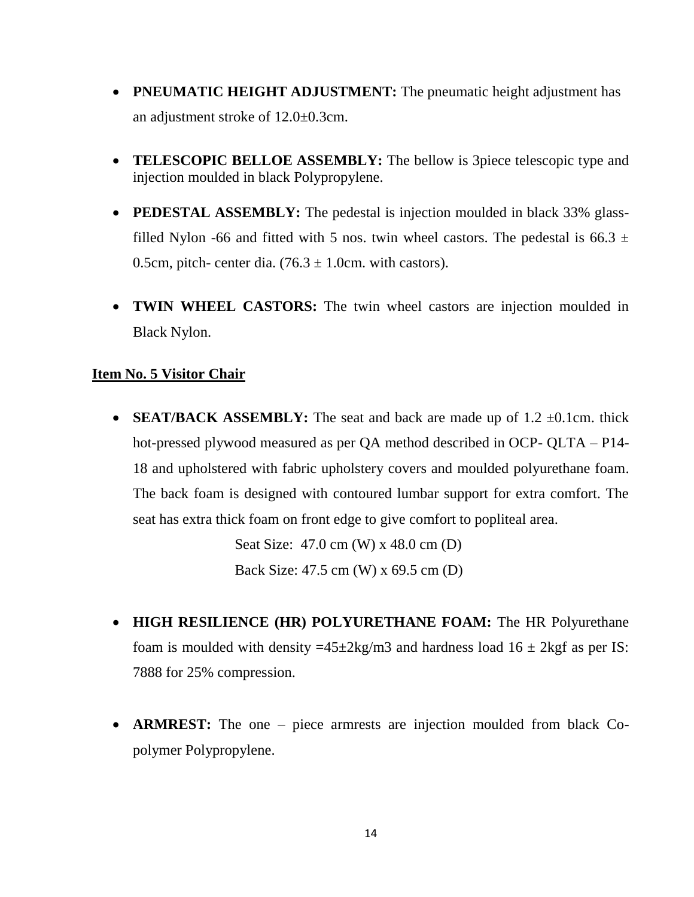- **PNEUMATIC HEIGHT ADJUSTMENT:** The pneumatic height adjustment has an adjustment stroke of 12.0±0.3cm.

- **TELESCOPIC BELLOE ASSEMBLY:** The bellow is 3piece telescopic type and injection moulded in black Polypropylene.

- **PEDESTAL ASSEMBLY:** The pedestal is injection moulded in black 33% glass-filled Nylon -66 and fitted with 5 nos. twin wheel castors. The pedestal is 66.3 ± 0.5cm, pitch- center dia. (76.3 ± 1.0cm. with castors).

- **TWIN WHEEL CASTORS:** The twin wheel castors are injection moulded in Black Nylon.

**Item No. 5 Visitor Chair**

- **SEAT/BACK ASSEMBLY:** The seat and back are made up of 1.2 ±0.1cm. thick hot-pressed plywood measured as per QA method described in OCP- QLTA – P14-18 and upholstered with fabric upholstery covers and moulded polyurethane foam. The back foam is designed with contoured lumbar support for extra comfort. The seat has extra thick foam on front edge to give comfort to popliteal area.

  Seat Size: 47.0 cm (W) x 48.0 cm (D)

  Back Size: 47.5 cm (W) x 69.5 cm (D)

- **HIGH RESILIENCE (HR) POLYURETHANE FOAM:** The HR Polyurethane foam is moulded with density =45±2kg/m3 and hardness load 16 ± 2kgf as per IS: 7888 for 25% compression.

- **ARMREST:** The one – piece armrests are injection moulded from black Co-polymer Polypropylene.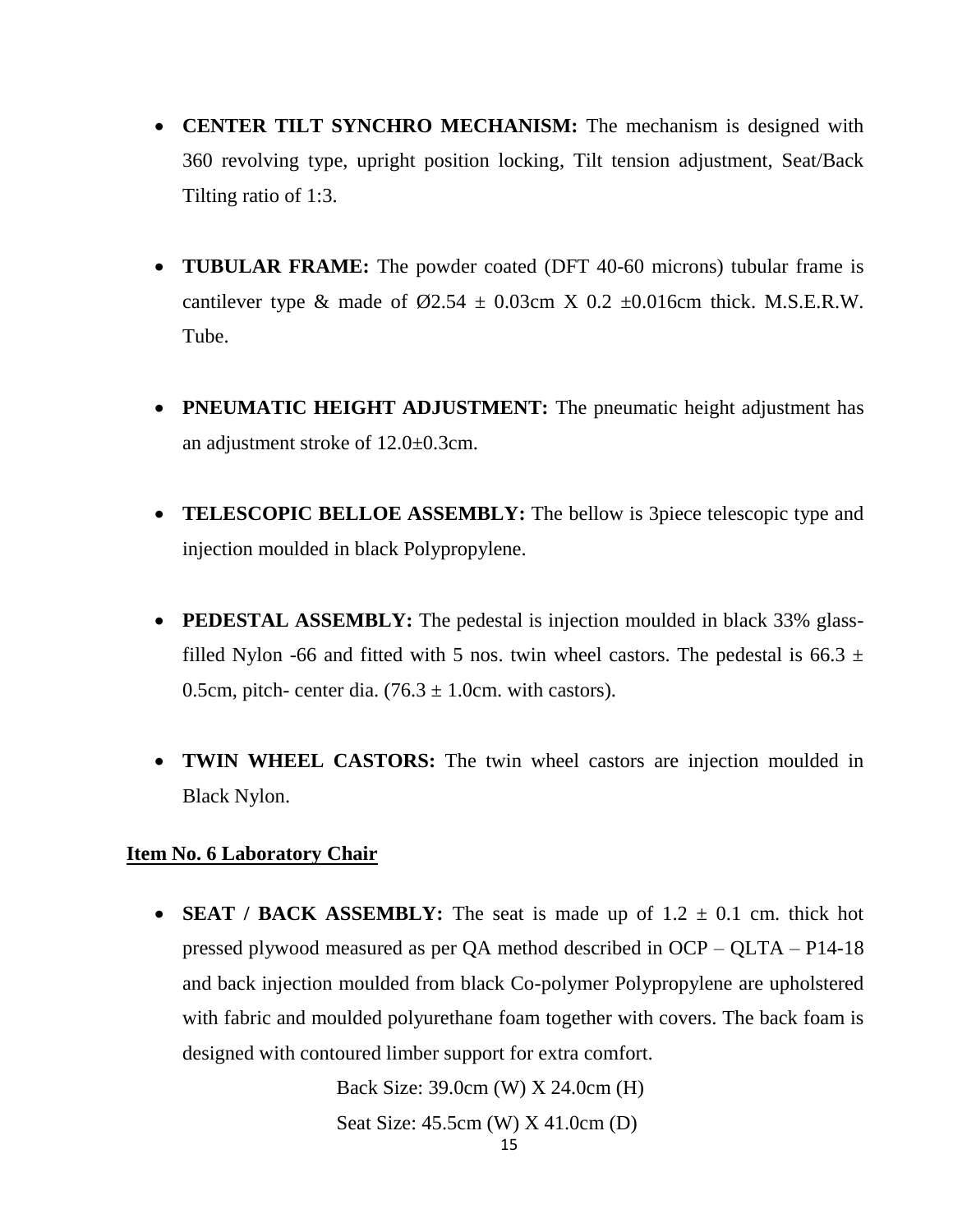- **CENTER TILT SYNCHRO MECHANISM:** The mechanism is designed with 360 revolving type, upright position locking, Tilt tension adjustment, Seat/Back Tilting ratio of 1:3.

- **TUBULAR FRAME:** The powder coated (DFT 40-60 microns) tubular frame is cantilever type & made of Ø2.54 ± 0.03cm X 0.2 ±0.016cm thick. M.S.E.R.W. Tube.

- **PNEUMATIC HEIGHT ADJUSTMENT:** The pneumatic height adjustment has an adjustment stroke of 12.0±0.3cm.

- **TELESCOPIC BELLOE ASSEMBLY:** The bellow is 3piece telescopic type and injection moulded in black Polypropylene.

- **PEDESTAL ASSEMBLY:** The pedestal is injection moulded in black 33% glass-filled Nylon -66 and fitted with 5 nos. twin wheel castors. The pedestal is 66.3 ± 0.5cm, pitch- center dia. (76.3 ± 1.0cm. with castors).

- **TWIN WHEEL CASTORS:** The twin wheel castors are injection moulded in Black Nylon.

**Item No. 6 Laboratory Chair**

- **SEAT / BACK ASSEMBLY:** The seat is made up of 1.2 ± 0.1 cm. thick hot pressed plywood measured as per QA method described in OCP – QLTA – P14-18 and back injection moulded from black Co-polymer Polypropylene are upholstered with fabric and moulded polyurethane foam together with covers. The back foam is designed with contoured limber support for extra comfort.

  Back Size: 39.0cm (W) X 24.0cm (H)

  Seat Size: 45.5cm (W) X 41.0cm (D)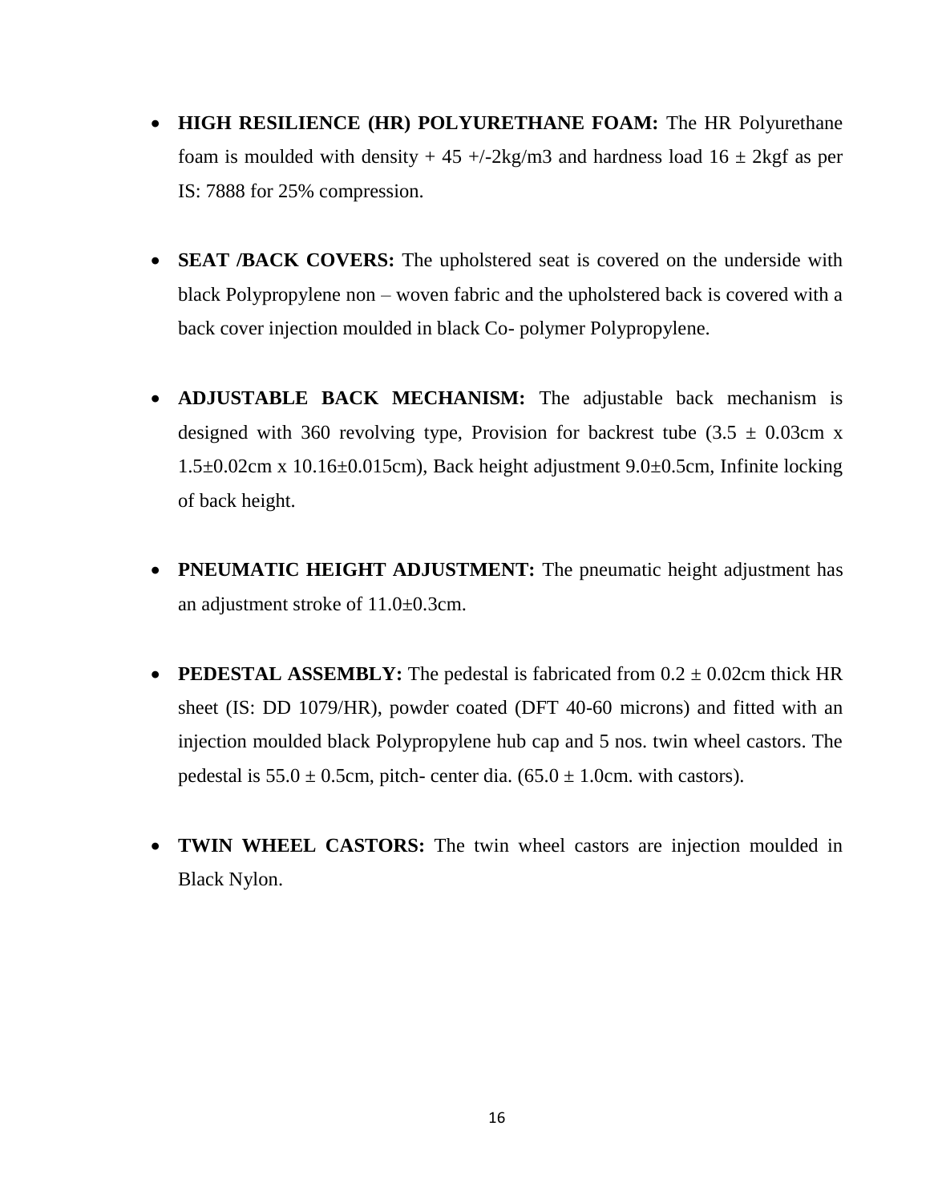- **HIGH RESILIENCE (HR) POLYURETHANE FOAM:** The HR Polyurethane foam is moulded with density + 45 +/-2kg/m3 and hardness load 16 ± 2kgf as per IS: 7888 for 25% compression.

- **SEAT /BACK COVERS:** The upholstered seat is covered on the underside with black Polypropylene non – woven fabric and the upholstered back is covered with a back cover injection moulded in black Co- polymer Polypropylene.

- **ADJUSTABLE BACK MECHANISM:** The adjustable back mechanism is designed with 360 revolving type, Provision for backrest tube (3.5 ± 0.03cm x 1.5±0.02cm x 10.16±0.015cm), Back height adjustment 9.0±0.5cm, Infinite locking of back height.

- **PNEUMATIC HEIGHT ADJUSTMENT:** The pneumatic height adjustment has an adjustment stroke of 11.0±0.3cm.

- **PEDESTAL ASSEMBLY:** The pedestal is fabricated from 0.2 ± 0.02cm thick HR sheet (IS: DD 1079/HR), powder coated (DFT 40-60 microns) and fitted with an injection moulded black Polypropylene hub cap and 5 nos. twin wheel castors. The pedestal is 55.0 ± 0.5cm, pitch- center dia. (65.0 ± 1.0cm. with castors).

- **TWIN WHEEL CASTORS:** The twin wheel castors are injection moulded in Black Nylon.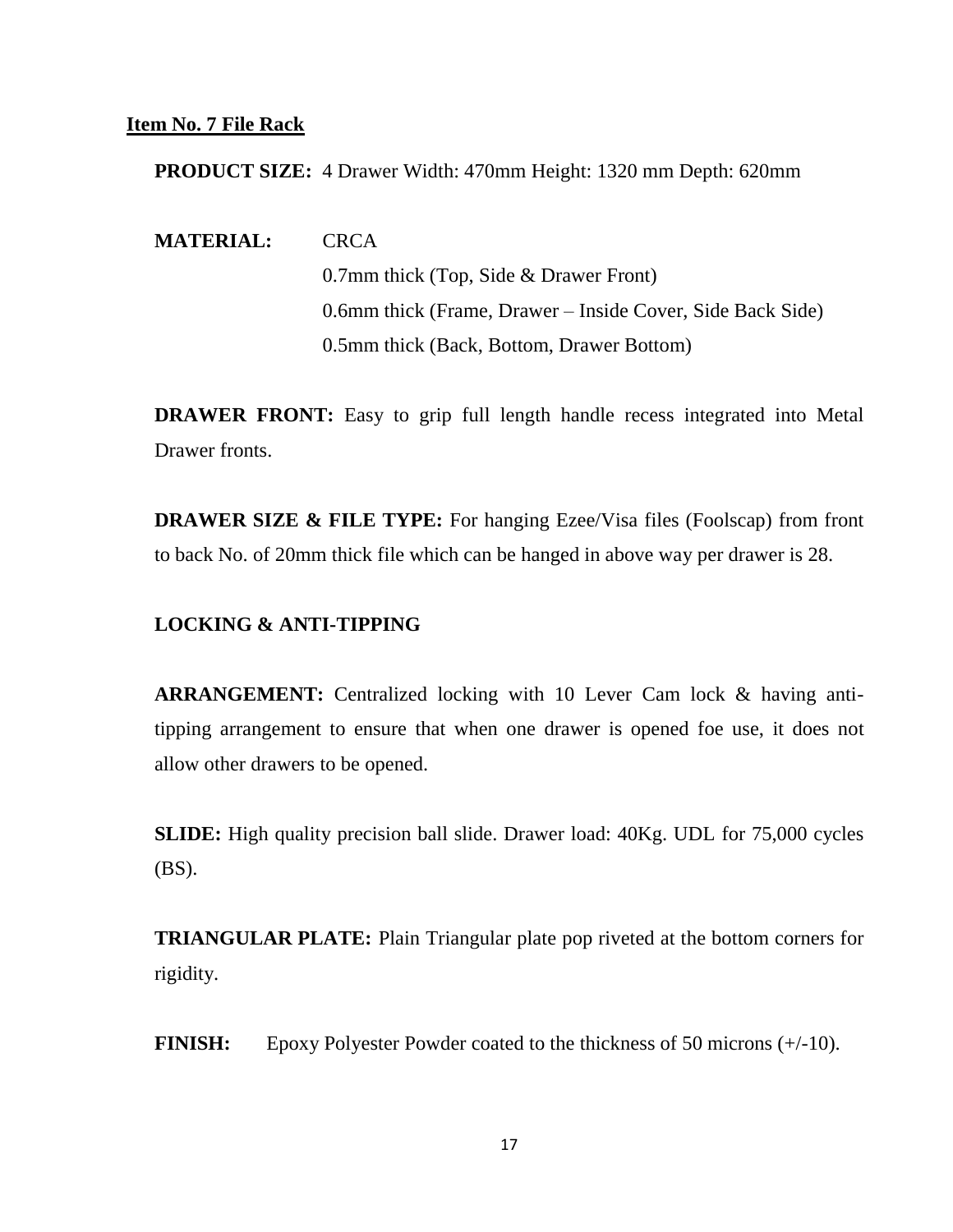## Item No. 7 File Rack

**PRODUCT SIZE:** 4 Drawer Width: 470mm Height: 1320 mm Depth: 620mm

**MATERIAL:** CRCA
0.7mm thick (Top, Side & Drawer Front)
0.6mm thick (Frame, Drawer – Inside Cover, Side Back Side)
0.5mm thick (Back, Bottom, Drawer Bottom)

**DRAWER FRONT:** Easy to grip full length handle recess integrated into Metal Drawer fronts.

**DRAWER SIZE & FILE TYPE:** For hanging Ezee/Visa files (Foolscap) from front to back No. of 20mm thick file which can be hanged in above way per drawer is 28.

**LOCKING & ANTI-TIPPING**

**ARRANGEMENT:** Centralized locking with 10 Lever Cam lock & having anti-tipping arrangement to ensure that when one drawer is opened foe use, it does not allow other drawers to be opened.

**SLIDE:** High quality precision ball slide. Drawer load: 40Kg. UDL for 75,000 cycles (BS).

**TRIANGULAR PLATE:** Plain Triangular plate pop riveted at the bottom corners for rigidity.

**FINISH:** Epoxy Polyester Powder coated to the thickness of 50 microns (+/-10).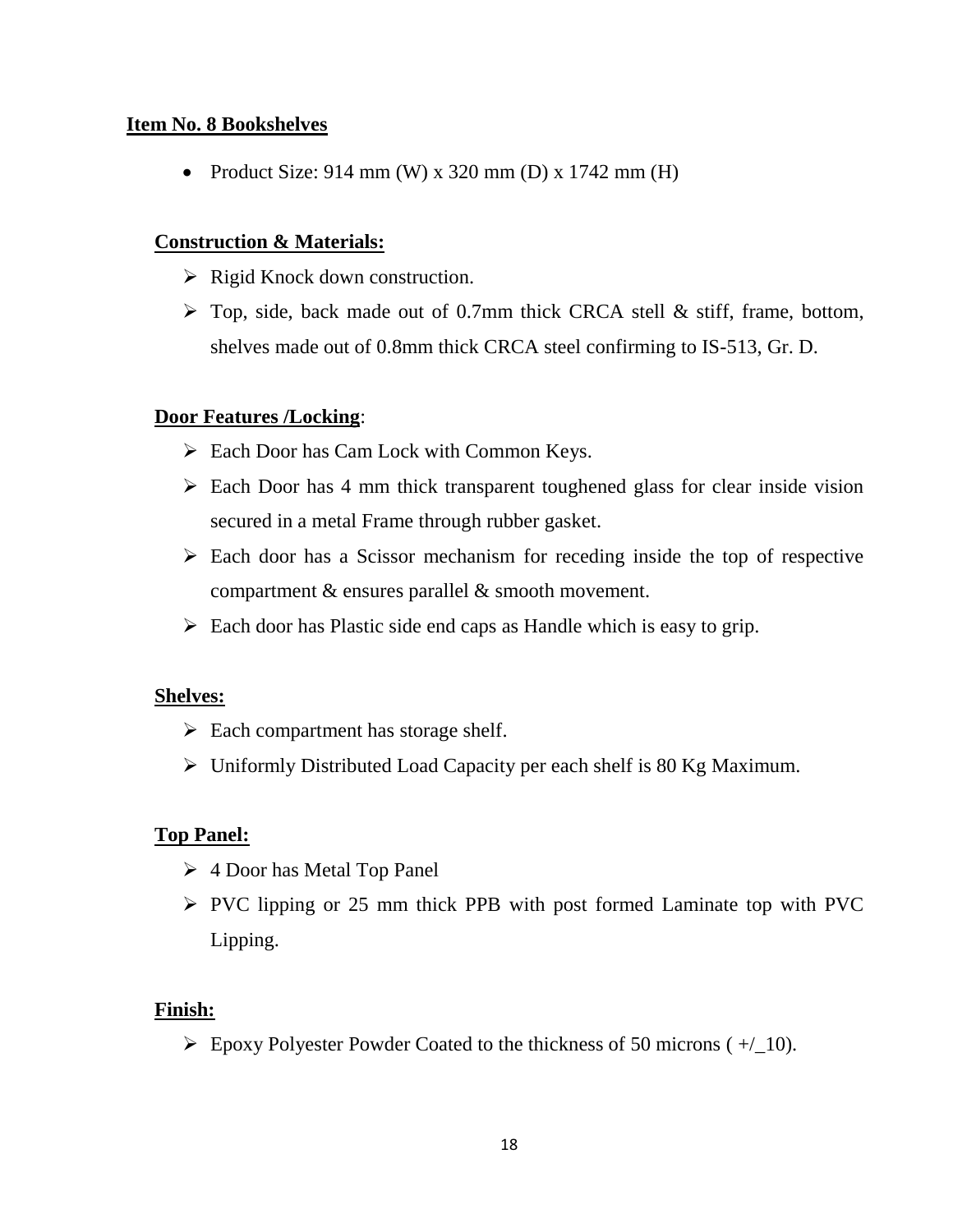**Item No. 8 Bookshelves**

- Product Size: 914 mm (W) x 320 mm (D) x 1742 mm (H)

**Construction & Materials:**

- Rigid Knock down construction.
- Top, side, back made out of 0.7mm thick CRCA stell & stiff, frame, bottom, shelves made out of 0.8mm thick CRCA steel confirming to IS-513, Gr. D.

**Door Features /Locking**:

- Each Door has Cam Lock with Common Keys.
- Each Door has 4 mm thick transparent toughened glass for clear inside vision secured in a metal Frame through rubber gasket.
- Each door has a Scissor mechanism for receding inside the top of respective compartment & ensures parallel & smooth movement.
- Each door has Plastic side end caps as Handle which is easy to grip.

**Shelves:**

- Each compartment has storage shelf.
- Uniformly Distributed Load Capacity per each shelf is 80 Kg Maximum.

**Top Panel:**

- 4 Door has Metal Top Panel
- PVC lipping or 25 mm thick PPB with post formed Laminate top with PVC Lipping.

**Finish:**

- Epoxy Polyester Powder Coated to the thickness of 50 microns ( +/_10).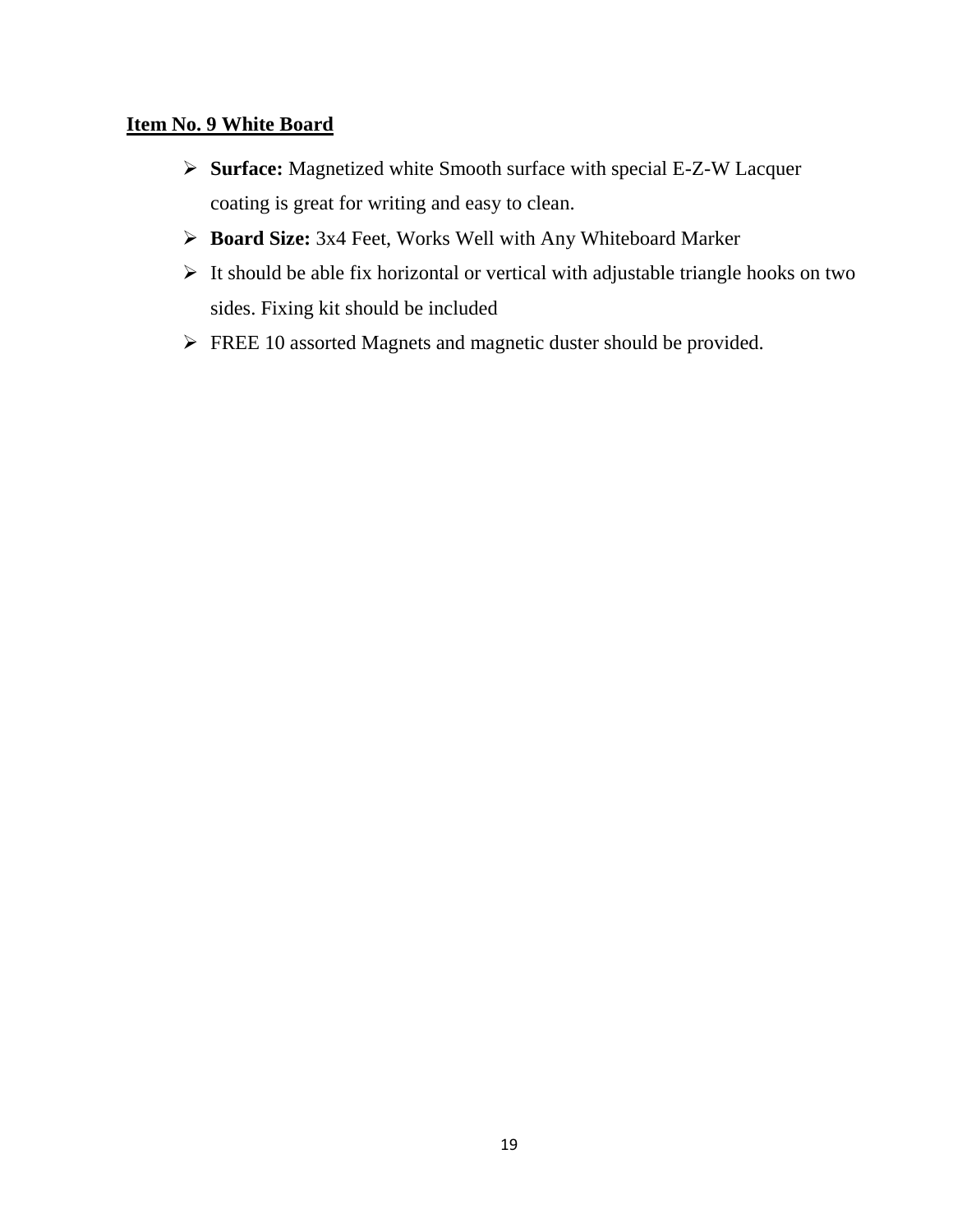**Item No. 9 White Board**

- **Surface:** Magnetized white Smooth surface with special E-Z-W Lacquer coating is great for writing and easy to clean.
- **Board Size:** 3x4 Feet, Works Well with Any Whiteboard Marker
- It should be able fix horizontal or vertical with adjustable triangle hooks on two sides. Fixing kit should be included
- FREE 10 assorted Magnets and magnetic duster should be provided.